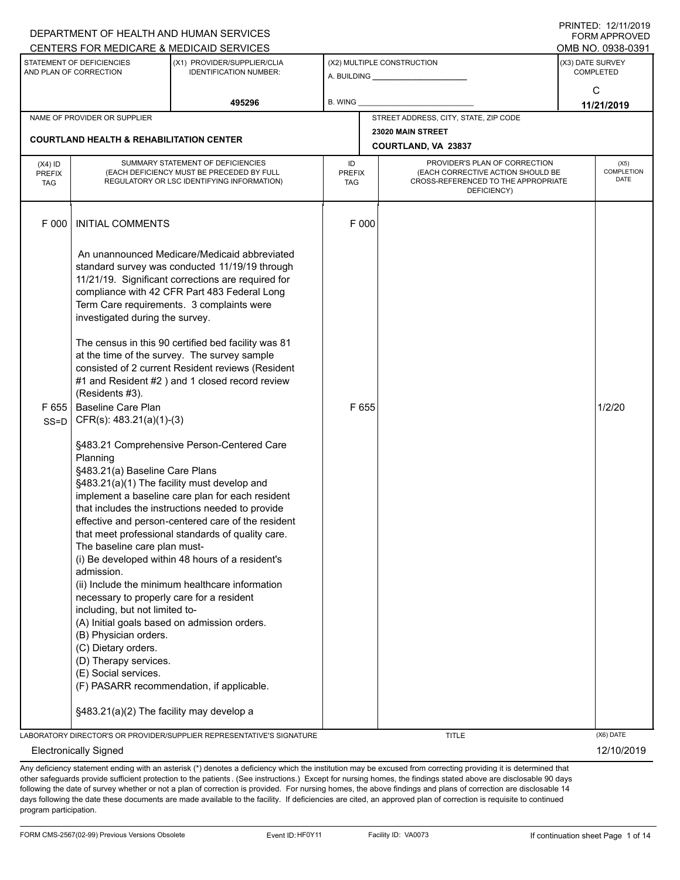DEPARTMENT OF HEALTH AND HUMAN SERVICES
CENTERS FOR MEDICARE & MEDICAID SERVICES

PRINTED: 12/11/2019
FORM APPROVED
OMB NO. 0938-0391

| STATEMENT OF DEFICIENCIES AND PLAN OF CORRECTION | (X1) PROVIDER/SUPPLIER/CLIA IDENTIFICATION NUMBER: | (X2) MULTIPLE CONSTRUCTION | (X3) DATE SURVEY COMPLETED |
|---|---|---|---|
| | 495296 | A. BUILDING ______ B. WING ______ | C 11/21/2019 |

| NAME OF PROVIDER OR SUPPLIER | STREET ADDRESS, CITY, STATE, ZIP CODE |
|---|---|
| COURTLAND HEALTH & REHABILITATION CENTER | 23020 MAIN STREET COURTLAND, VA 23837 |

| (X4) ID PREFIX TAG | SUMMARY STATEMENT OF DEFICIENCIES (EACH DEFICIENCY MUST BE PRECEDED BY FULL REGULATORY OR LSC IDENTIFYING INFORMATION) | ID PREFIX TAG | PROVIDER'S PLAN OF CORRECTION (EACH CORRECTIVE ACTION SHOULD BE CROSS-REFERENCED TO THE APPROPRIATE DEFICIENCY) | (X5) COMPLETION DATE |
|---|---|---|---|---|
| F 000 | INITIAL COMMENTS<br><br>An unannounced Medicare/Medicaid abbreviated standard survey was conducted 11/19/19 through 11/21/19. Significant corrections are required for compliance with 42 CFR Part 483 Federal Long Term Care requirements. 3 complaints were investigated during the survey.<br><br>The census in this 90 certified bed facility was 81 at the time of the survey. The survey sample consisted of 2 current Resident reviews (Resident #1 and Resident #2 ) and 1 closed record review (Residents #3). | F 000 | | |
| F 655 SS=D | Baseline Care Plan<br>CFR(s): 483.21(a)(1)-(3)<br><br>§483.21 Comprehensive Person-Centered Care Planning<br>§483.21(a) Baseline Care Plans<br>§483.21(a)(1) The facility must develop and implement a baseline care plan for each resident that includes the instructions needed to provide effective and person-centered care of the resident that meet professional standards of quality care. The baseline care plan must-<br>(i) Be developed within 48 hours of a resident's admission.<br>(ii) Include the minimum healthcare information necessary to properly care for a resident including, but not limited to-<br>(A) Initial goals based on admission orders.<br>(B) Physician orders.<br>(C) Dietary orders.<br>(D) Therapy services.<br>(E) Social services.<br>(F) PASARR recommendation, if applicable.<br><br>§483.21(a)(2) The facility may develop a | F 655 | | 1/2/20 |

LABORATORY DIRECTOR'S OR PROVIDER/SUPPLIER REPRESENTATIVE'S SIGNATURE: Electronically Signed
TITLE
(X6) DATE: 12/10/2019

Any deficiency statement ending with an asterisk (*) denotes a deficiency which the institution may be excused from correcting providing it is determined that other safeguards provide sufficient protection to the patients . (See instructions.) Except for nursing homes, the findings stated above are disclosable 90 days following the date of survey whether or not a plan of correction is provided. For nursing homes, the above findings and plans of correction are disclosable 14 days following the date these documents are made available to the facility. If deficiencies are cited, an approved plan of correction is requisite to continued program participation.

FORM CMS-2567(02-99) Previous Versions Obsolete Event ID: HF0Y11 Facility ID: VA0073 If continuation sheet Page 1 of 14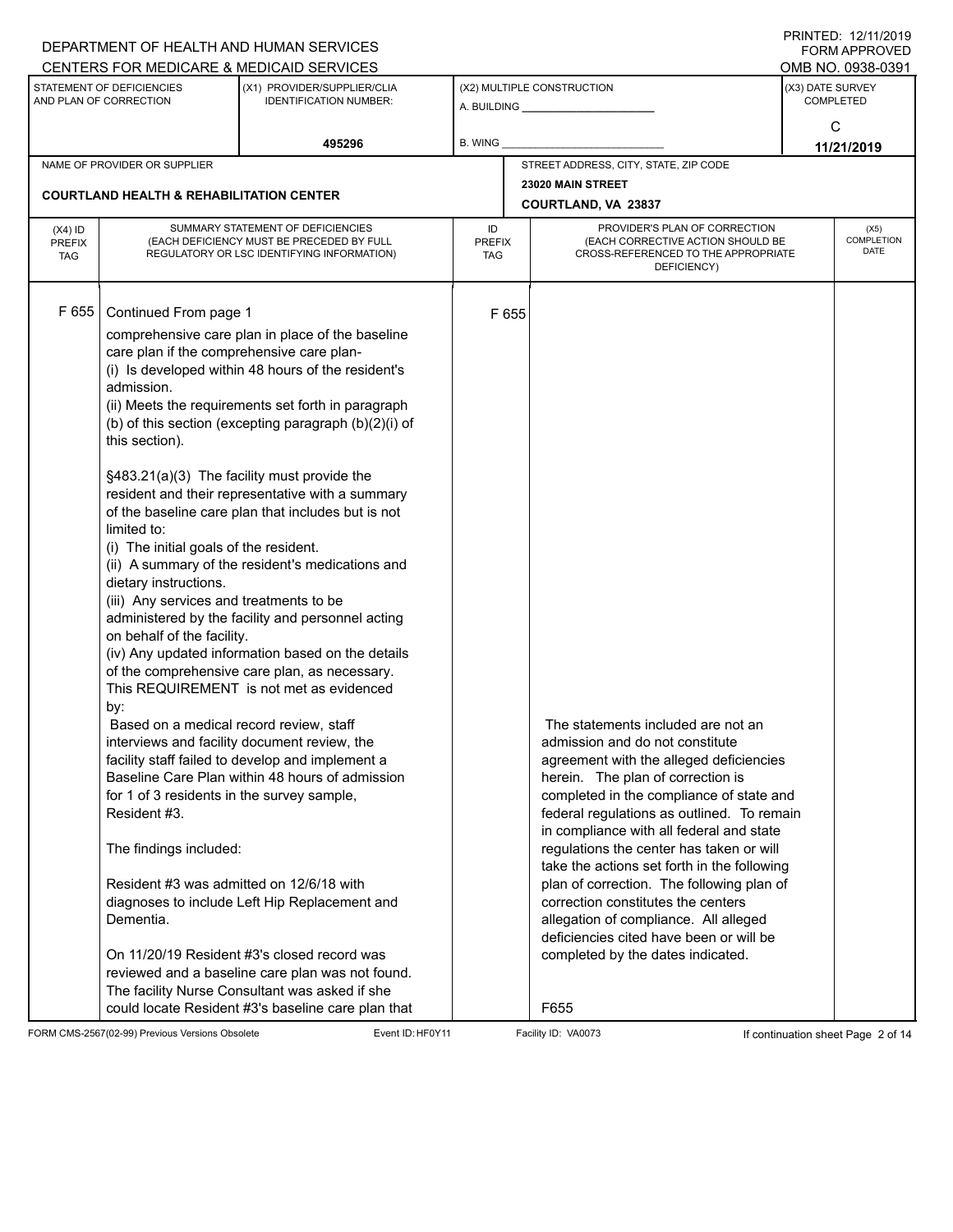DEPARTMENT OF HEALTH AND HUMAN SERVICES
CENTERS FOR MEDICARE & MEDICAID SERVICES

PRINTED: 12/11/2019
FORM APPROVED
OMB NO. 0938-0391

| STATEMENT OF DEFICIENCIES AND PLAN OF CORRECTION | (X1) PROVIDER/SUPPLIER/CLIA IDENTIFICATION NUMBER: | (X2) MULTIPLE CONSTRUCTION | (X3) DATE SURVEY COMPLETED |
|---|---|---|---|
| | 495296 | A. BUILDING ______ B. WING ______ | C 11/21/2019 |

| NAME OF PROVIDER OR SUPPLIER | STREET ADDRESS, CITY, STATE, ZIP CODE |
|---|---|
| COURTLAND HEALTH & REHABILITATION CENTER | 23020 MAIN STREET COURTLAND, VA 23837 |

| (X4) ID PREFIX TAG | SUMMARY STATEMENT OF DEFICIENCIES (EACH DEFICIENCY MUST BE PRECEDED BY FULL REGULATORY OR LSC IDENTIFYING INFORMATION) | ID PREFIX TAG | PROVIDER'S PLAN OF CORRECTION (EACH CORRECTIVE ACTION SHOULD BE CROSS-REFERENCED TO THE APPROPRIATE DEFICIENCY) | (X5) COMPLETION DATE |
|---|---|---|---|---|
| F 655 | Continued From page 1<br><br>comprehensive care plan in place of the baseline care plan if the comprehensive care plan-<br>(i) Is developed within 48 hours of the resident's admission.<br>(ii) Meets the requirements set forth in paragraph (b) of this section (excepting paragraph (b)(2)(i) of this section).<br><br>§483.21(a)(3) The facility must provide the resident and their representative with a summary of the baseline care plan that includes but is not limited to:<br>(i) The initial goals of the resident.<br>(ii) A summary of the resident's medications and dietary instructions.<br>(iii) Any services and treatments to be administered by the facility and personnel acting on behalf of the facility.<br>(iv) Any updated information based on the details of the comprehensive care plan, as necessary.<br>This REQUIREMENT is not met as evidenced by:<br>Based on a medical record review, staff interviews and facility document review, the facility staff failed to develop and implement a Baseline Care Plan within 48 hours of admission for 1 of 3 residents in the survey sample, Resident #3.<br><br>The findings included:<br><br>Resident #3 was admitted on 12/6/18 with diagnoses to include Left Hip Replacement and Dementia.<br><br>On 11/20/19 Resident #3's closed record was reviewed and a baseline care plan was not found. The facility Nurse Consultant was asked if she could locate Resident #3's baseline care plan that | F 655 | The statements included are not an admission and do not constitute agreement with the alleged deficiencies herein. The plan of correction is completed in the compliance of state and federal regulations as outlined. To remain in compliance with all federal and state regulations the center has taken or will take the actions set forth in the following plan of correction. The following plan of correction constitutes the centers allegation of compliance. All alleged deficiencies cited have been or will be completed by the dates indicated.<br><br>F655 | |

FORM CMS-2567(02-99) Previous Versions Obsolete Event ID: HF0Y11 Facility ID: VA0073 If continuation sheet Page 2 of 14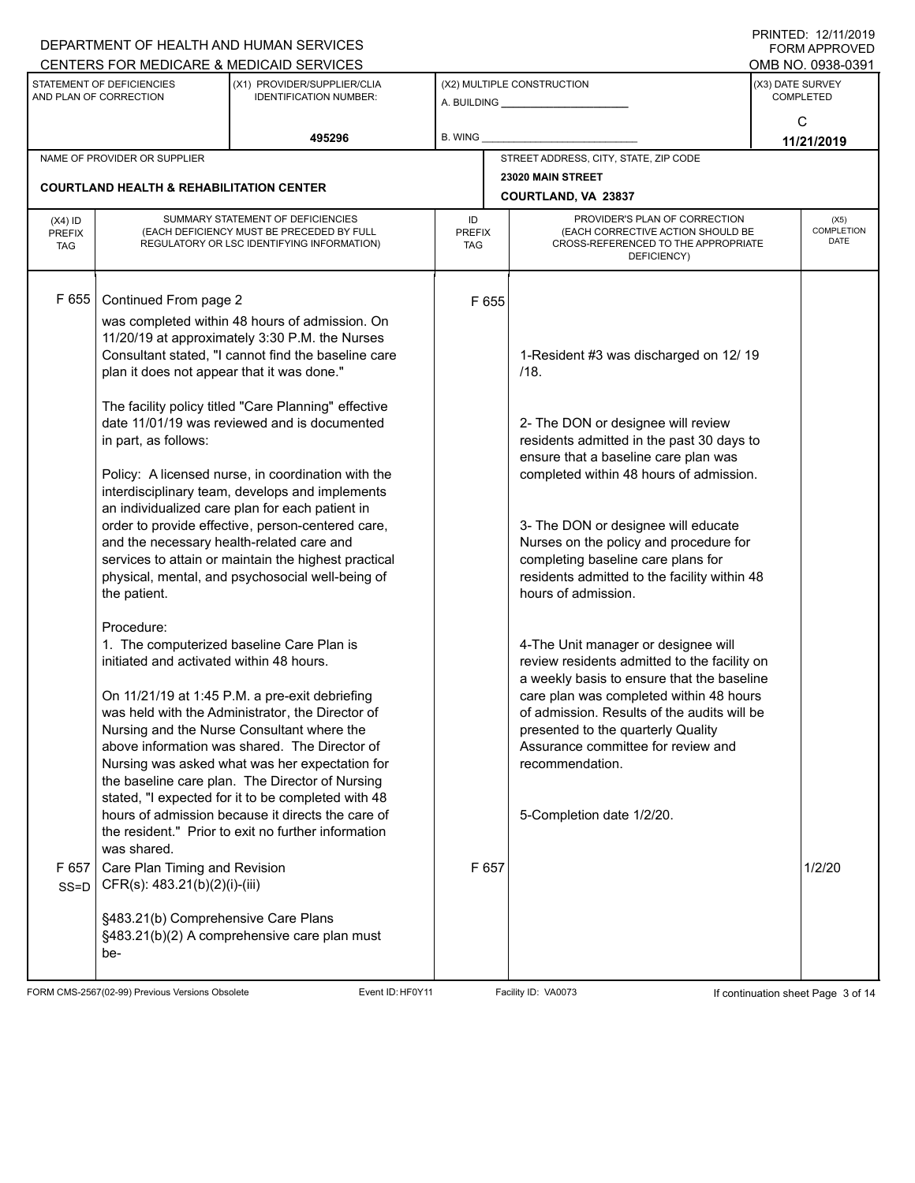DEPARTMENT OF HEALTH AND HUMAN SERVICES
CENTERS FOR MEDICARE & MEDICAID SERVICES

PRINTED: 12/11/2019
FORM APPROVED
OMB NO. 0938-0391

| STATEMENT OF DEFICIENCIES AND PLAN OF CORRECTION | (X1) PROVIDER/SUPPLIER/CLIA IDENTIFICATION NUMBER: | (X2) MULTIPLE CONSTRUCTION | (X3) DATE SURVEY COMPLETED |
|---|---|---|---|
| | 495296 | A. BUILDING ______ B. WING ______ | C 11/21/2019 |

| NAME OF PROVIDER OR SUPPLIER | STREET ADDRESS, CITY, STATE, ZIP CODE |
|---|---|
| COURTLAND HEALTH & REHABILITATION CENTER | 23020 MAIN STREET COURTLAND, VA 23837 |

| (X4) ID PREFIX TAG | SUMMARY STATEMENT OF DEFICIENCIES (EACH DEFICIENCY MUST BE PRECEDED BY FULL REGULATORY OR LSC IDENTIFYING INFORMATION) | ID PREFIX TAG | PROVIDER'S PLAN OF CORRECTION (EACH CORRECTIVE ACTION SHOULD BE CROSS-REFERENCED TO THE APPROPRIATE DEFICIENCY) | (X5) COMPLETION DATE |
|---|---|---|---|---|
| F 655 | Continued From page 2<br><br>was completed within 48 hours of admission. On 11/20/19 at approximately 3:30 P.M. the Nurses Consultant stated, "I cannot find the baseline care plan it does not appear that it was done."<br><br>The facility policy titled "Care Planning" effective date 11/01/19 was reviewed and is documented in part, as follows:<br><br>Policy: A licensed nurse, in coordination with the interdisciplinary team, develops and implements an individualized care plan for each patient in order to provide effective, person-centered care, and the necessary health-related care and services to attain or maintain the highest practical physical, mental, and psychosocial well-being of the patient.<br><br>Procedure:<br>1. The computerized baseline Care Plan is initiated and activated within 48 hours.<br><br>On 11/21/19 at 1:45 P.M. a pre-exit debriefing was held with the Administrator, the Director of Nursing and the Nurse Consultant where the above information was shared. The Director of Nursing was asked what was her expectation for the baseline care plan. The Director of Nursing stated, "I expected for it to be completed with 48 hours of admission because it directs the care of the resident." Prior to exit no further information was shared. | F 655 | 1-Resident #3 was discharged on 12/ 19 /18.<br><br>2- The DON or designee will review residents admitted in the past 30 days to ensure that a baseline care plan was completed within 48 hours of admission.<br><br>3- The DON or designee will educate Nurses on the policy and procedure for completing baseline care plans for residents admitted to the facility within 48 hours of admission.<br><br>4-The Unit manager or designee will review residents admitted to the facility on a weekly basis to ensure that the baseline care plan was completed within 48 hours of admission. Results of the audits will be presented to the quarterly Quality Assurance committee for review and recommendation.<br><br>5-Completion date 1/2/20. | |
| F 657 SS=D | Care Plan Timing and Revision<br>CFR(s): 483.21(b)(2)(i)-(iii)<br><br>§483.21(b) Comprehensive Care Plans<br>§483.21(b)(2) A comprehensive care plan must be- | F 657 | | 1/2/20 |

FORM CMS-2567(02-99) Previous Versions Obsolete Event ID: HF0Y11 Facility ID: VA0073 If continuation sheet Page 3 of 14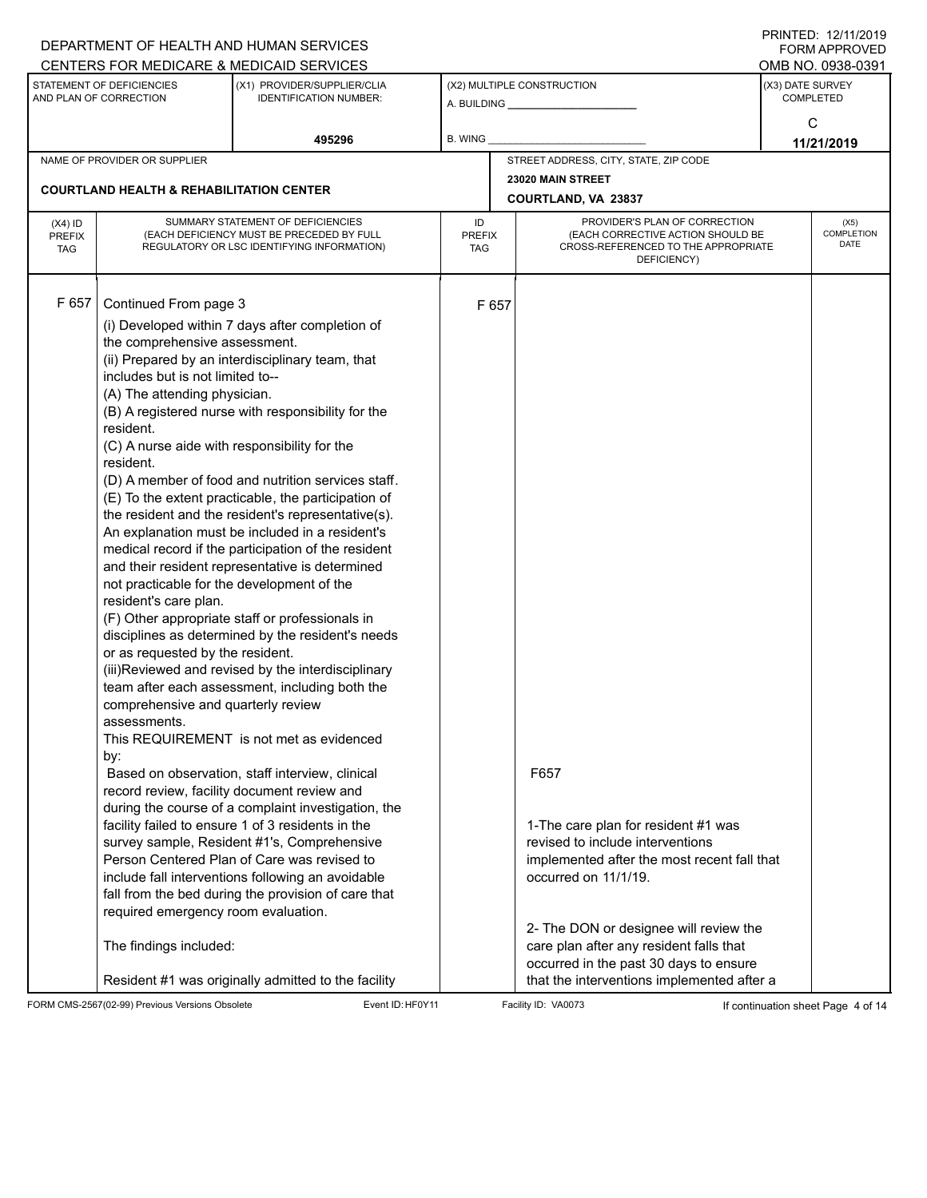DEPARTMENT OF HEALTH AND HUMAN SERVICES
CENTERS FOR MEDICARE & MEDICAID SERVICES

PRINTED: 12/11/2019
FORM APPROVED
OMB NO. 0938-0391

| STATEMENT OF DEFICIENCIES AND PLAN OF CORRECTION | (X1) PROVIDER/SUPPLIER/CLIA IDENTIFICATION NUMBER: | (X2) MULTIPLE CONSTRUCTION | (X3) DATE SURVEY COMPLETED |
|---|---|---|---|
| | 495296 | A. BUILDING ______ B. WING ______ | C 11/21/2019 |

| NAME OF PROVIDER OR SUPPLIER | STREET ADDRESS, CITY, STATE, ZIP CODE |
|---|---|
| COURTLAND HEALTH & REHABILITATION CENTER | 23020 MAIN STREET COURTLAND, VA 23837 |

| (X4) ID PREFIX TAG | SUMMARY STATEMENT OF DEFICIENCIES (EACH DEFICIENCY MUST BE PRECEDED BY FULL REGULATORY OR LSC IDENTIFYING INFORMATION) | ID PREFIX TAG | PROVIDER'S PLAN OF CORRECTION (EACH CORRECTIVE ACTION SHOULD BE CROSS-REFERENCED TO THE APPROPRIATE DEFICIENCY) | (X5) COMPLETION DATE |
|---|---|---|---|---|
| F 657 | Continued From page 3 | F 657 | | |

(i) Developed within 7 days after completion of the comprehensive assessment.
(ii) Prepared by an interdisciplinary team, that includes but is not limited to--
(A) The attending physician.
(B) A registered nurse with responsibility for the resident.
(C) A nurse aide with responsibility for the resident.
(D) A member of food and nutrition services staff.
(E) To the extent practicable, the participation of the resident and the resident's representative(s). An explanation must be included in a resident's medical record if the participation of the resident and their resident representative is determined not practicable for the development of the resident's care plan.
(F) Other appropriate staff or professionals in disciplines as determined by the resident's needs or as requested by the resident.
(iii)Reviewed and revised by the interdisciplinary team after each assessment, including both the comprehensive and quarterly review assessments.
This REQUIREMENT is not met as evidenced by:
Based on observation, staff interview, clinical record review, facility document review and during the course of a complaint investigation, the facility failed to ensure 1 of 3 residents in the survey sample, Resident #1's, Comprehensive Person Centered Plan of Care was revised to include fall interventions following an avoidable fall from the bed during the provision of care that required emergency room evaluation.

The findings included:

Resident #1 was originally admitted to the facility

**Plan of Correction:**

F657

1-The care plan for resident #1 was revised to include interventions implemented after the most recent fall that occurred on 11/1/19.

2- The DON or designee will review the care plan after any resident falls that occurred in the past 30 days to ensure that the interventions implemented after a

FORM CMS-2567(02-99) Previous Versions Obsolete Event ID: HF0Y11 Facility ID: VA0073 If continuation sheet Page 4 of 14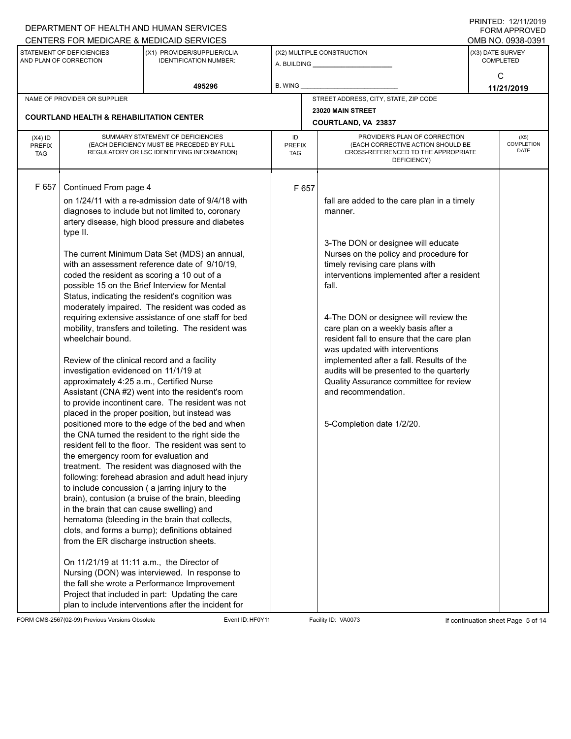DEPARTMENT OF HEALTH AND HUMAN SERVICES
CENTERS FOR MEDICARE & MEDICAID SERVICES

PRINTED: 12/11/2019
FORM APPROVED
OMB NO. 0938-0391

| STATEMENT OF DEFICIENCIES AND PLAN OF CORRECTION | (X1) PROVIDER/SUPPLIER/CLIA IDENTIFICATION NUMBER: | (X2) MULTIPLE CONSTRUCTION | (X3) DATE SURVEY COMPLETED |
|---|---|---|---|
| | 495296 | A. BUILDING ______ B. WING ______ | C 11/21/2019 |

| NAME OF PROVIDER OR SUPPLIER | STREET ADDRESS, CITY, STATE, ZIP CODE |
|---|---|
| COURTLAND HEALTH & REHABILITATION CENTER | 23020 MAIN STREET COURTLAND, VA 23837 |

| (X4) ID PREFIX TAG | SUMMARY STATEMENT OF DEFICIENCIES (EACH DEFICIENCY MUST BE PRECEDED BY FULL REGULATORY OR LSC IDENTIFYING INFORMATION) | ID PREFIX TAG | PROVIDER'S PLAN OF CORRECTION (EACH CORRECTIVE ACTION SHOULD BE CROSS-REFERENCED TO THE APPROPRIATE DEFICIENCY) | (X5) COMPLETION DATE |
|---|---|---|---|---|
| F 657 | Continued From page 4<br><br>on 1/24/11 with a re-admission date of 9/4/18 with diagnoses to include but not limited to, coronary artery disease, high blood pressure and diabetes type II.<br><br>The current Minimum Data Set (MDS) an annual, with an assessment reference date of 9/10/19, coded the resident as scoring a 10 out of a possible 15 on the Brief Interview for Mental Status, indicating the resident's cognition was moderately impaired. The resident was coded as requiring extensive assistance of one staff for bed mobility, transfers and toileting. The resident was wheelchair bound.<br><br>Review of the clinical record and a facility investigation evidenced on 11/1/19 at approximately 4:25 a.m., Certified Nurse Assistant (CNA #2) went into the resident's room to provide incontinent care. The resident was not placed in the proper position, but instead was positioned more to the edge of the bed and when the CNA turned the resident to the right side the resident fell to the floor. The resident was sent to the emergency room for evaluation and treatment. The resident was diagnosed with the following: forehead abrasion and adult head injury to include concussion ( a jarring injury to the brain), contusion (a bruise of the brain, bleeding in the brain that can cause swelling) and hematoma (bleeding in the brain that collects, clots, and forms a bump); definitions obtained from the ER discharge instruction sheets.<br><br>On 11/21/19 at 11:11 a.m., the Director of Nursing (DON) was interviewed. In response to the fall she wrote a Performance Improvement Project that included in part: Updating the care plan to include interventions after the incident for | F 657 | fall are added to the care plan in a timely manner.<br><br>3-The DON or designee will educate Nurses on the policy and procedure for timely revising care plans with interventions implemented after a resident fall.<br><br>4-The DON or designee will review the care plan on a weekly basis after a resident fall to ensure that the care plan was updated with interventions implemented after a fall. Results of the audits will be presented to the quarterly Quality Assurance committee for review and recommendation.<br><br>5-Completion date 1/2/20. | |

FORM CMS-2567(02-99) Previous Versions Obsolete Event ID: HF0Y11 Facility ID: VA0073 If continuation sheet Page 5 of 14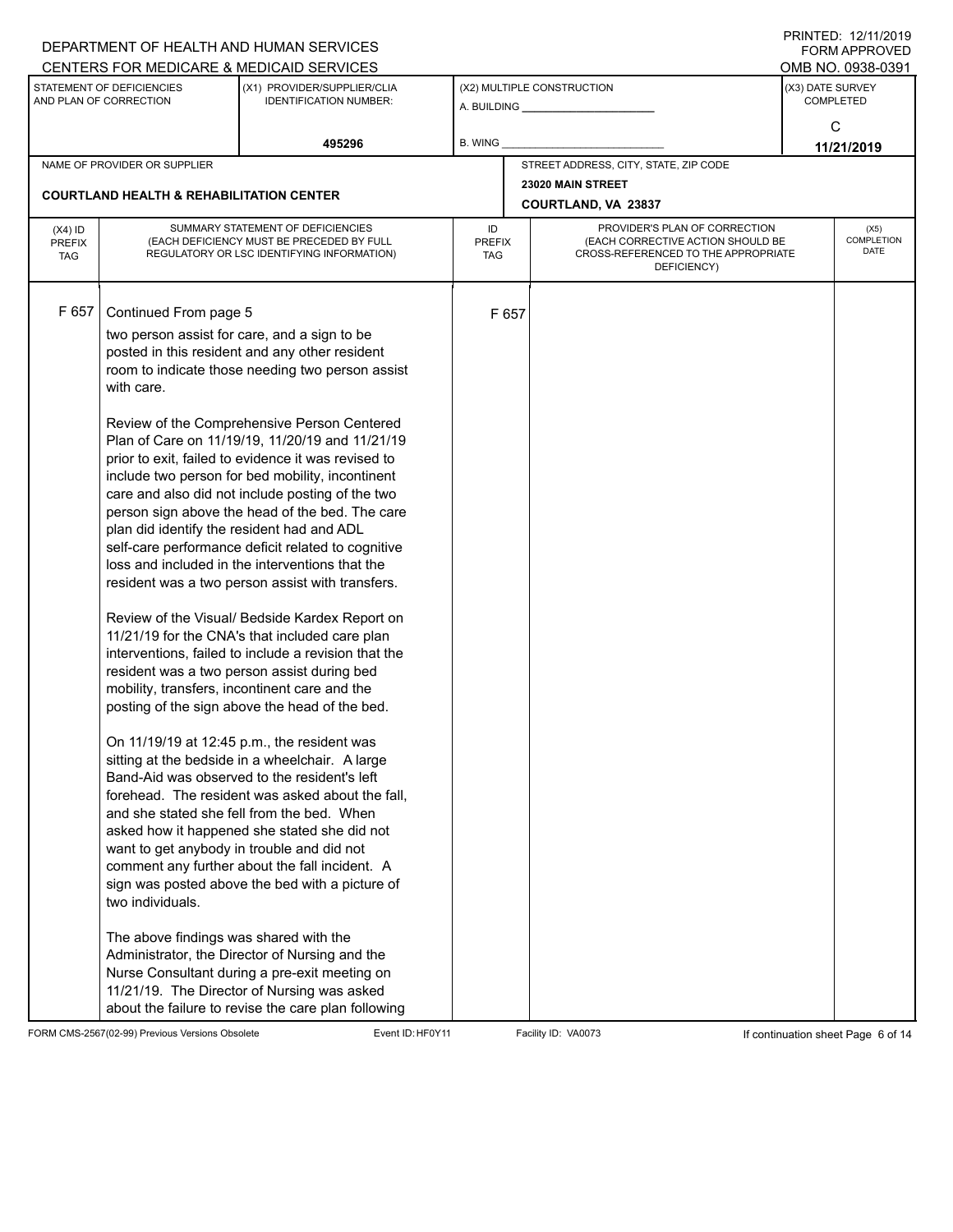DEPARTMENT OF HEALTH AND HUMAN SERVICES
CENTERS FOR MEDICARE & MEDICAID SERVICES

PRINTED: 12/11/2019
FORM APPROVED
OMB NO. 0938-0391

| STATEMENT OF DEFICIENCIES AND PLAN OF CORRECTION | (X1) PROVIDER/SUPPLIER/CLIA IDENTIFICATION NUMBER: | (X2) MULTIPLE CONSTRUCTION | (X3) DATE SURVEY COMPLETED |
|---|---|---|---|
| | 495296 | A. BUILDING ______ B. WING ______ | C 11/21/2019 |

| NAME OF PROVIDER OR SUPPLIER | STREET ADDRESS, CITY, STATE, ZIP CODE |
|---|---|
| COURTLAND HEALTH & REHABILITATION CENTER | 23020 MAIN STREET COURTLAND, VA 23837 |

| (X4) ID PREFIX TAG | SUMMARY STATEMENT OF DEFICIENCIES (EACH DEFICIENCY MUST BE PRECEDED BY FULL REGULATORY OR LSC IDENTIFYING INFORMATION) | ID PREFIX TAG | PROVIDER'S PLAN OF CORRECTION (EACH CORRECTIVE ACTION SHOULD BE CROSS-REFERENCED TO THE APPROPRIATE DEFICIENCY) | (X5) COMPLETION DATE |
|---|---|---|---|---|
| F 657 | Continued From page 5 | F 657 | | |

two person assist for care, and a sign to be posted in this resident and any other resident room to indicate those needing two person assist with care.

Review of the Comprehensive Person Centered Plan of Care on 11/19/19, 11/20/19 and 11/21/19 prior to exit, failed to evidence it was revised to include two person for bed mobility, incontinent care and also did not include posting of the two person sign above the head of the bed. The care plan did identify the resident had and ADL self-care performance deficit related to cognitive loss and included in the interventions that the resident was a two person assist with transfers.

Review of the Visual/ Bedside Kardex Report on 11/21/19 for the CNA's that included care plan interventions, failed to include a revision that the resident was a two person assist during bed mobility, transfers, incontinent care and the posting of the sign above the head of the bed.

On 11/19/19 at 12:45 p.m., the resident was sitting at the bedside in a wheelchair. A large Band-Aid was observed to the resident's left forehead. The resident was asked about the fall, and she stated she fell from the bed. When asked how it happened she stated she did not want to get anybody in trouble and did not comment any further about the fall incident. A sign was posted above the bed with a picture of two individuals.

The above findings was shared with the Administrator, the Director of Nursing and the Nurse Consultant during a pre-exit meeting on 11/21/19. The Director of Nursing was asked about the failure to revise the care plan following

FORM CMS-2567(02-99) Previous Versions Obsolete Event ID: HF0Y11 Facility ID: VA0073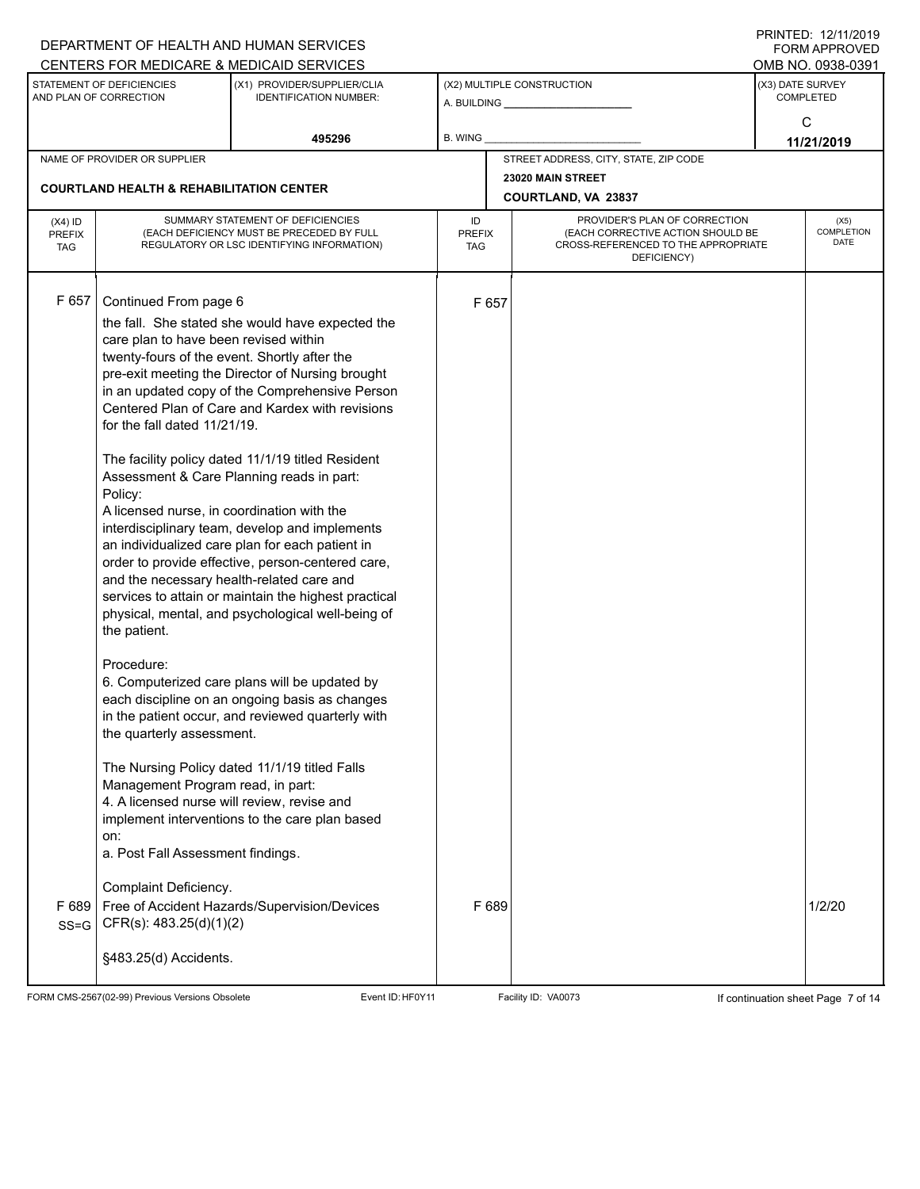DEPARTMENT OF HEALTH AND HUMAN SERVICES
CENTERS FOR MEDICARE & MEDICAID SERVICES

PRINTED: 12/11/2019
FORM APPROVED
OMB NO. 0938-0391

| STATEMENT OF DEFICIENCIES AND PLAN OF CORRECTION | (X1) PROVIDER/SUPPLIER/CLIA IDENTIFICATION NUMBER: | (X2) MULTIPLE CONSTRUCTION | (X3) DATE SURVEY COMPLETED |
|---|---|---|---|
| | 495296 | A. BUILDING ______ B. WING ______ | C 11/21/2019 |

| NAME OF PROVIDER OR SUPPLIER | STREET ADDRESS, CITY, STATE, ZIP CODE |
|---|---|
| COURTLAND HEALTH & REHABILITATION CENTER | 23020 MAIN STREET COURTLAND, VA 23837 |

| (X4) ID PREFIX TAG | SUMMARY STATEMENT OF DEFICIENCIES (EACH DEFICIENCY MUST BE PRECEDED BY FULL REGULATORY OR LSC IDENTIFYING INFORMATION) | ID PREFIX TAG | PROVIDER'S PLAN OF CORRECTION (EACH CORRECTIVE ACTION SHOULD BE CROSS-REFERENCED TO THE APPROPRIATE DEFICIENCY) | (X5) COMPLETION DATE |
|---|---|---|---|---|
| F 657 | Continued From page 6<br>the fall. She stated she would have expected the care plan to have been revised within twenty-fours of the event. Shortly after the pre-exit meeting the Director of Nursing brought in an updated copy of the Comprehensive Person Centered Plan of Care and Kardex with revisions for the fall dated 11/21/19.<br><br>The facility policy dated 11/1/19 titled Resident Assessment & Care Planning reads in part:<br>Policy:<br>A licensed nurse, in coordination with the interdisciplinary team, develop and implements an individualized care plan for each patient in order to provide effective, person-centered care, and the necessary health-related care and services to attain or maintain the highest practical physical, mental, and psychological well-being of the patient.<br><br>Procedure:<br>6. Computerized care plans will be updated by each discipline on an ongoing basis as changes in the patient occur, and reviewed quarterly with the quarterly assessment.<br><br>The Nursing Policy dated 11/1/19 titled Falls Management Program read, in part:<br>4. A licensed nurse will review, revise and implement interventions to the care plan based on:<br>a. Post Fall Assessment findings.<br><br>Complaint Deficiency. | F 657 | | |
| F 689 SS=G | Free of Accident Hazards/Supervision/Devices CFR(s): 483.25(d)(1)(2)<br><br>§483.25(d) Accidents. | F 689 | | 1/2/20 |

FORM CMS-2567(02-99) Previous Versions Obsolete Event ID: HF0Y11 Facility ID: VA0073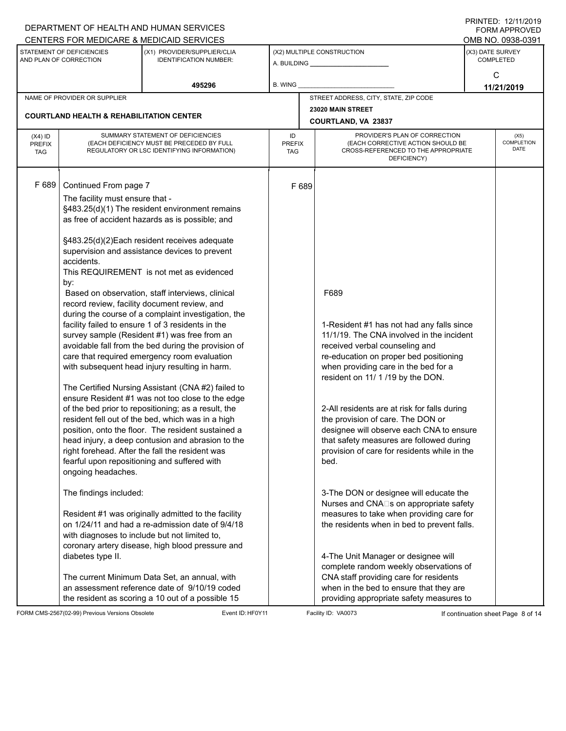DEPARTMENT OF HEALTH AND HUMAN SERVICES
CENTERS FOR MEDICARE & MEDICAID SERVICES

PRINTED: 12/11/2019
FORM APPROVED
OMB NO. 0938-0391

| STATEMENT OF DEFICIENCIES AND PLAN OF CORRECTION | (X1) PROVIDER/SUPPLIER/CLIA IDENTIFICATION NUMBER: | (X2) MULTIPLE CONSTRUCTION | (X3) DATE SURVEY COMPLETED |
|---|---|---|---|
| | 495296 | A. BUILDING ______ B. WING ______ | C 11/21/2019 |

| NAME OF PROVIDER OR SUPPLIER | STREET ADDRESS, CITY, STATE, ZIP CODE |
|---|---|
| COURTLAND HEALTH & REHABILITATION CENTER | 23020 MAIN STREET COURTLAND, VA 23837 |

| (X4) ID PREFIX TAG | SUMMARY STATEMENT OF DEFICIENCIES (EACH DEFICIENCY MUST BE PRECEDED BY FULL REGULATORY OR LSC IDENTIFYING INFORMATION) | ID PREFIX TAG | PROVIDER'S PLAN OF CORRECTION (EACH CORRECTIVE ACTION SHOULD BE CROSS-REFERENCED TO THE APPROPRIATE DEFICIENCY) | (X5) COMPLETION DATE |
|---|---|---|---|---|
| F 689 | Continued From page 7<br>The facility must ensure that -<br>§483.25(d)(1) The resident environment remains as free of accident hazards as is possible; and<br><br>§483.25(d)(2)Each resident receives adequate supervision and assistance devices to prevent accidents.<br>This REQUIREMENT is not met as evidenced by:<br>Based on observation, staff interviews, clinical record review, facility document review, and during the course of a complaint investigation, the facility failed to ensure 1 of 3 residents in the survey sample (Resident #1) was free from an avoidable fall from the bed during the provision of care that required emergency room evaluation with subsequent head injury resulting in harm.<br><br>The Certified Nursing Assistant (CNA #2) failed to ensure Resident #1 was not too close to the edge of the bed prior to repositioning; as a result, the resident fell out of the bed, which was in a high position, onto the floor. The resident sustained a head injury, a deep contusion and abrasion to the right forehead. After the fall the resident was fearful upon repositioning and suffered with ongoing headaches.<br><br>The findings included:<br><br>Resident #1 was originally admitted to the facility on 1/24/11 and had a re-admission date of 9/4/18 with diagnoses to include but not limited to, coronary artery disease, high blood pressure and diabetes type II.<br><br>The current Minimum Data Set, an annual, with an assessment reference date of 9/10/19 coded the resident as scoring a 10 out of a possible 15 | F 689 | F689<br><br>1-Resident #1 has not had any falls since 11/1/19. The CNA involved in the incident received verbal counseling and re-education on proper bed positioning when providing care in the bed for a resident on 11/ 1 /19 by the DON.<br><br>2-All residents are at risk for falls during the provision of care. The DON or designee will observe each CNA to ensure that safety measures are followed during provision of care for residents while in the bed.<br><br>3-The DON or designee will educate the Nurses and CNA□s on appropriate safety measures to take when providing care for the residents when in bed to prevent falls.<br><br>4-The Unit Manager or designee will complete random weekly observations of CNA staff providing care for residents when in the bed to ensure that they are providing appropriate safety measures to | |

FORM CMS-2567(02-99) Previous Versions Obsolete Event ID: HF0Y11 Facility ID: VA0073 If continuation sheet Page 8 of 14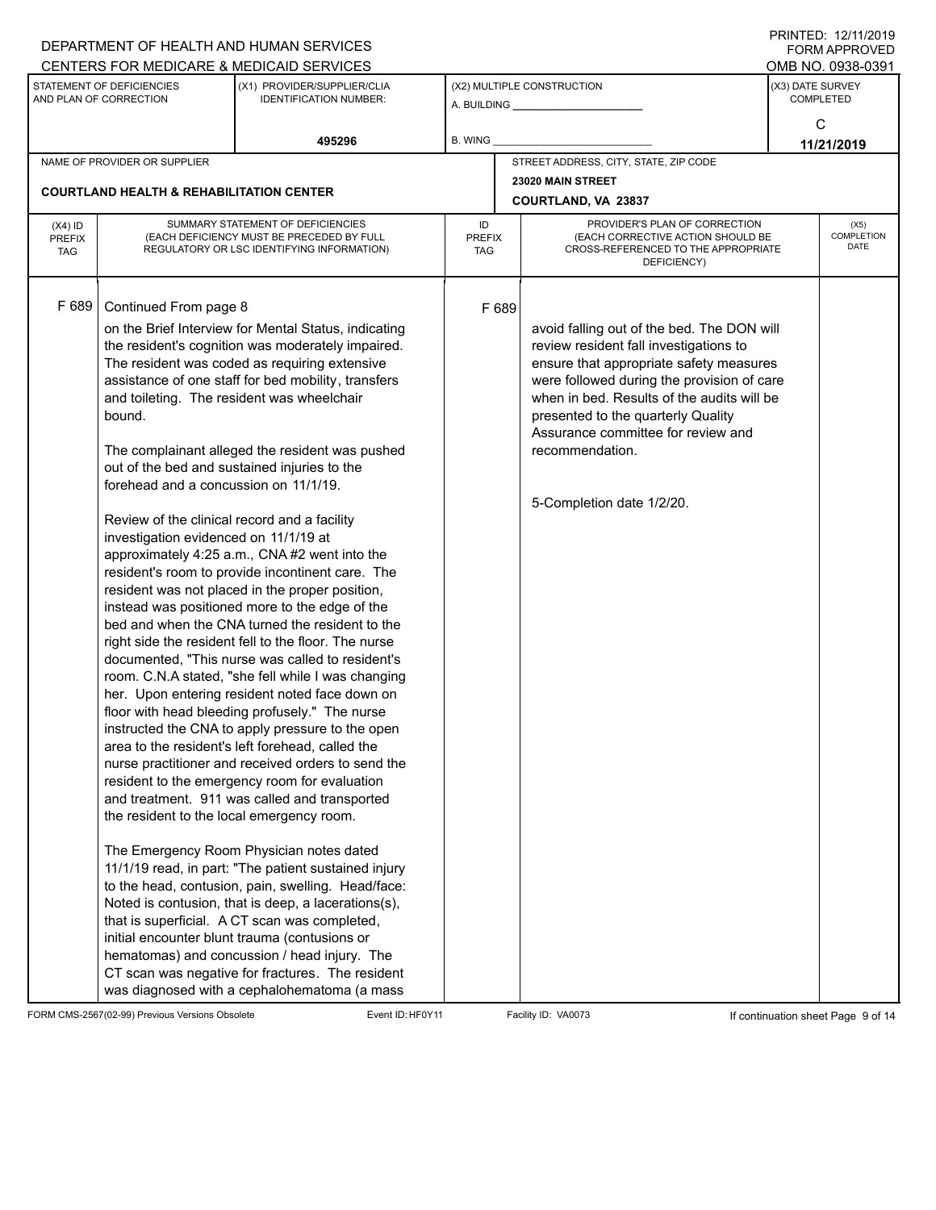DEPARTMENT OF HEALTH AND HUMAN SERVICES
CENTERS FOR MEDICARE & MEDICAID SERVICES

PRINTED: 12/11/2019
FORM APPROVED
OMB NO. 0938-0391

| STATEMENT OF DEFICIENCIES AND PLAN OF CORRECTION | (X1) PROVIDER/SUPPLIER/CLIA IDENTIFICATION NUMBER: | (X2) MULTIPLE CONSTRUCTION | (X3) DATE SURVEY COMPLETED |
|---|---|---|---|
| | 495296 | A. BUILDING ______ B. WING ______ | C 11/21/2019 |

| NAME OF PROVIDER OR SUPPLIER | STREET ADDRESS, CITY, STATE, ZIP CODE |
|---|---|
| COURTLAND HEALTH & REHABILITATION CENTER | 23020 MAIN STREET COURTLAND, VA 23837 |

| (X4) ID PREFIX TAG | SUMMARY STATEMENT OF DEFICIENCIES (EACH DEFICIENCY MUST BE PRECEDED BY FULL REGULATORY OR LSC IDENTIFYING INFORMATION) | ID PREFIX TAG | PROVIDER'S PLAN OF CORRECTION (EACH CORRECTIVE ACTION SHOULD BE CROSS-REFERENCED TO THE APPROPRIATE DEFICIENCY) | (X5) COMPLETION DATE |
|---|---|---|---|---|
| F 689 | Continued From page 8 | F 689 | | |

on the Brief Interview for Mental Status, indicating the resident's cognition was moderately impaired. The resident was coded as requiring extensive assistance of one staff for bed mobility, transfers and toileting. The resident was wheelchair bound.

The complainant alleged the resident was pushed out of the bed and sustained injuries to the forehead and a concussion on 11/1/19.

Review of the clinical record and a facility investigation evidenced on 11/1/19 at approximately 4:25 a.m., CNA #2 went into the resident's room to provide incontinent care. The resident was not placed in the proper position, instead was positioned more to the edge of the bed and when the CNA turned the resident to the right side the resident fell to the floor. The nurse documented, "This nurse was called to resident's room. C.N.A stated, "she fell while I was changing her. Upon entering resident noted face down on floor with head bleeding profusely." The nurse instructed the CNA to apply pressure to the open area to the resident's left forehead, called the nurse practitioner and received orders to send the resident to the emergency room for evaluation and treatment. 911 was called and transported the resident to the local emergency room.

The Emergency Room Physician notes dated 11/1/19 read, in part: "The patient sustained injury to the head, contusion, pain, swelling. Head/face: Noted is contusion, that is deep, a lacerations(s), that is superficial. A CT scan was completed, initial encounter blunt trauma (contusions or hematomas) and concussion / head injury. The CT scan was negative for fractures. The resident was diagnosed with a cephalohematoma (a mass

**Plan of Correction (F 689):**

avoid falling out of the bed. The DON will review resident fall investigations to ensure that appropriate safety measures were followed during the provision of care when in bed. Results of the audits will be presented to the quarterly Quality Assurance committee for review and recommendation.

5-Completion date 1/2/20.

FORM CMS-2567(02-99) Previous Versions Obsolete | Event ID: HF0Y11 | Facility ID: VA0073 | If continuation sheet Page 9 of 14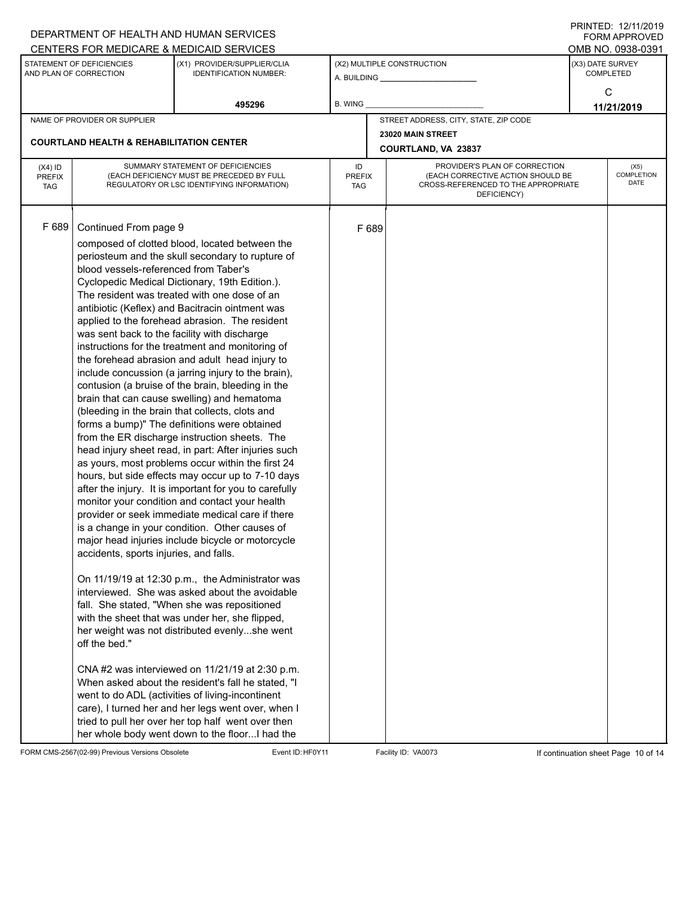| (X4) ID PREFIX TAG | SUMMARY STATEMENT OF DEFICIENCIES (EACH DEFICIENCY MUST BE PRECEDED BY FULL REGULATORY OR LSC IDENTIFYING INFORMATION) | ID PREFIX TAG | PROVIDER'S PLAN OF CORRECTION (EACH CORRECTIVE ACTION SHOULD BE CROSS-REFERENCED TO THE APPROPRIATE DEFICIENCY) | (X5) COMPLETION DATE |
|---|---|---|---|---|
| F 689 | Continued From page 9 | F 689 | | |

composed of clotted blood, located between the periosteum and the skull secondary to rupture of blood vessels-referenced from Taber's Cyclopedic Medical Dictionary, 19th Edition.). The resident was treated with one dose of an antibiotic (Keflex) and Bacitracin ointment was applied to the forehead abrasion. The resident was sent back to the facility with discharge instructions for the treatment and monitoring of the forehead abrasion and adult head injury to include concussion (a jarring injury to the brain), contusion (a bruise of the brain, bleeding in the brain that can cause swelling) and hematoma (bleeding in the brain that collects, clots and forms a bump)" The definitions were obtained from the ER discharge instruction sheets. The head injury sheet read, in part: After injuries such as yours, most problems occur within the first 24 hours, but side effects may occur up to 7-10 days after the injury. It is important for you to carefully monitor your condition and contact your health provider or seek immediate medical care if there is a change in your condition. Other causes of major head injuries include bicycle or motorcycle accidents, sports injuries, and falls.

On 11/19/19 at 12:30 p.m., the Administrator was interviewed. She was asked about the avoidable fall. She stated, "When she was repositioned with the sheet that was under her, she flipped, her weight was not distributed evenly...she went off the bed."

CNA #2 was interviewed on 11/21/19 at 2:30 p.m. When asked about the resident's fall he stated, "I went to do ADL (activities of living-incontinent care), I turned her and her legs went over, when I tried to pull her over her top half went over then her whole body went down to the floor...I had the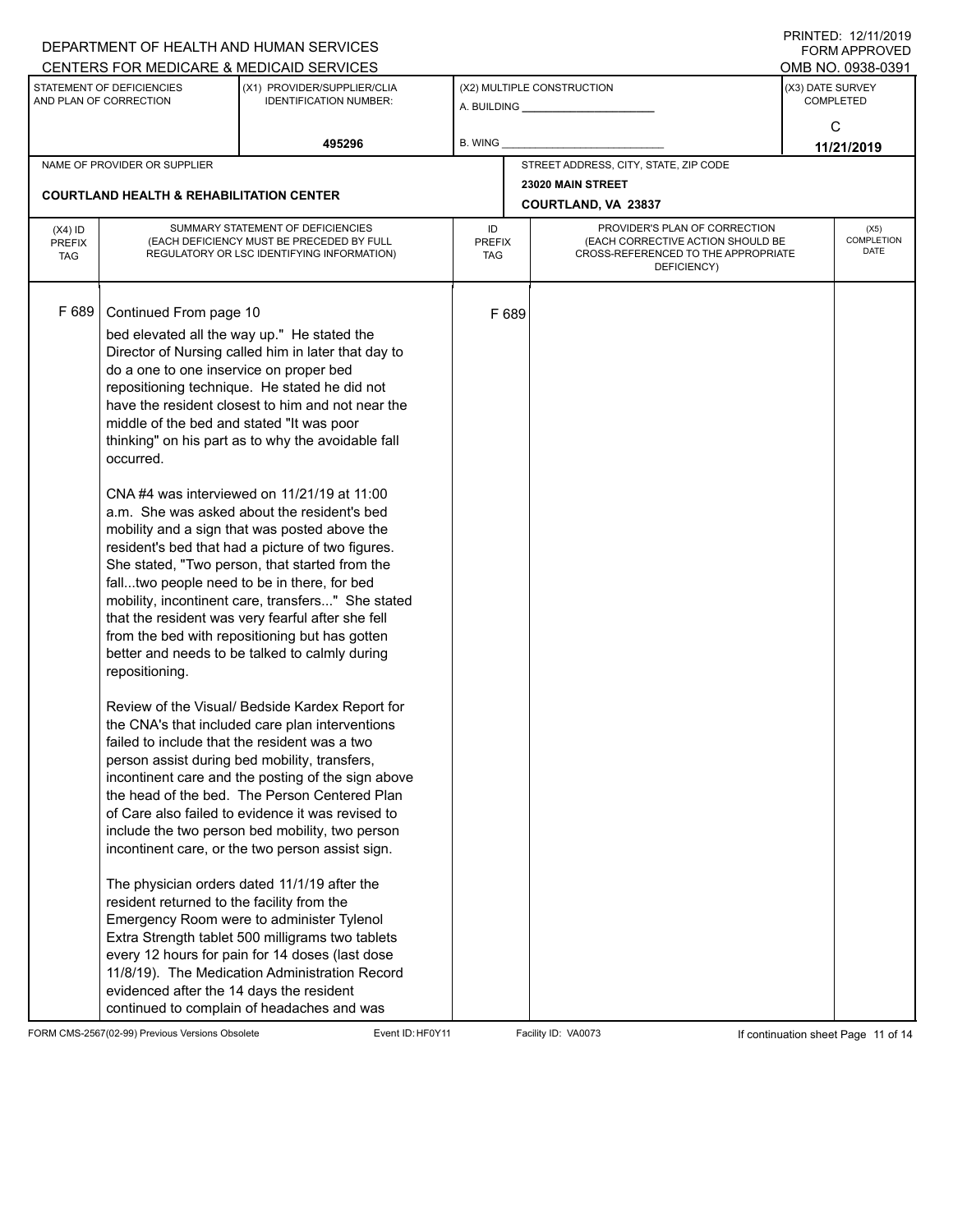DEPARTMENT OF HEALTH AND HUMAN SERVICES
CENTERS FOR MEDICARE & MEDICAID SERVICES

PRINTED: 12/11/2019
FORM APPROVED
OMB NO. 0938-0391

| STATEMENT OF DEFICIENCIES AND PLAN OF CORRECTION | (X1) PROVIDER/SUPPLIER/CLIA IDENTIFICATION NUMBER: | (X2) MULTIPLE CONSTRUCTION | (X3) DATE SURVEY COMPLETED |
|---|---|---|---|
| | 495296 | A. BUILDING ______ B. WING ______ | C 11/21/2019 |

| NAME OF PROVIDER OR SUPPLIER | STREET ADDRESS, CITY, STATE, ZIP CODE |
|---|---|
| COURTLAND HEALTH & REHABILITATION CENTER | 23020 MAIN STREET COURTLAND, VA 23837 |

| (X4) ID PREFIX TAG | SUMMARY STATEMENT OF DEFICIENCIES (EACH DEFICIENCY MUST BE PRECEDED BY FULL REGULATORY OR LSC IDENTIFYING INFORMATION) | ID PREFIX TAG | PROVIDER'S PLAN OF CORRECTION (EACH CORRECTIVE ACTION SHOULD BE CROSS-REFERENCED TO THE APPROPRIATE DEFICIENCY) | (X5) COMPLETION DATE |
|---|---|---|---|---|
| F 689 | Continued From page 10 | F 689 | | |

bed elevated all the way up." He stated the Director of Nursing called him in later that day to do a one to one inservice on proper bed repositioning technique. He stated he did not have the resident closest to him and not near the middle of the bed and stated "It was poor thinking" on his part as to why the avoidable fall occurred.

CNA #4 was interviewed on 11/21/19 at 11:00 a.m. She was asked about the resident's bed mobility and a sign that was posted above the resident's bed that had a picture of two figures. She stated, "Two person, that started from the fall...two people need to be in there, for bed mobility, incontinent care, transfers..." She stated that the resident was very fearful after she fell from the bed with repositioning but has gotten better and needs to be talked to calmly during repositioning.

Review of the Visual/ Bedside Kardex Report for the CNA's that included care plan interventions failed to include that the resident was a two person assist during bed mobility, transfers, incontinent care and the posting of the sign above the head of the bed. The Person Centered Plan of Care also failed to evidence it was revised to include the two person bed mobility, two person incontinent care, or the two person assist sign.

The physician orders dated 11/1/19 after the resident returned to the facility from the Emergency Room were to administer Tylenol Extra Strength tablet 500 milligrams two tablets every 12 hours for pain for 14 doses (last dose 11/8/19). The Medication Administration Record evidenced after the 14 days the resident continued to complain of headaches and was

FORM CMS-2567(02-99) Previous Versions Obsolete | Event ID: HF0Y11 | Facility ID: VA0073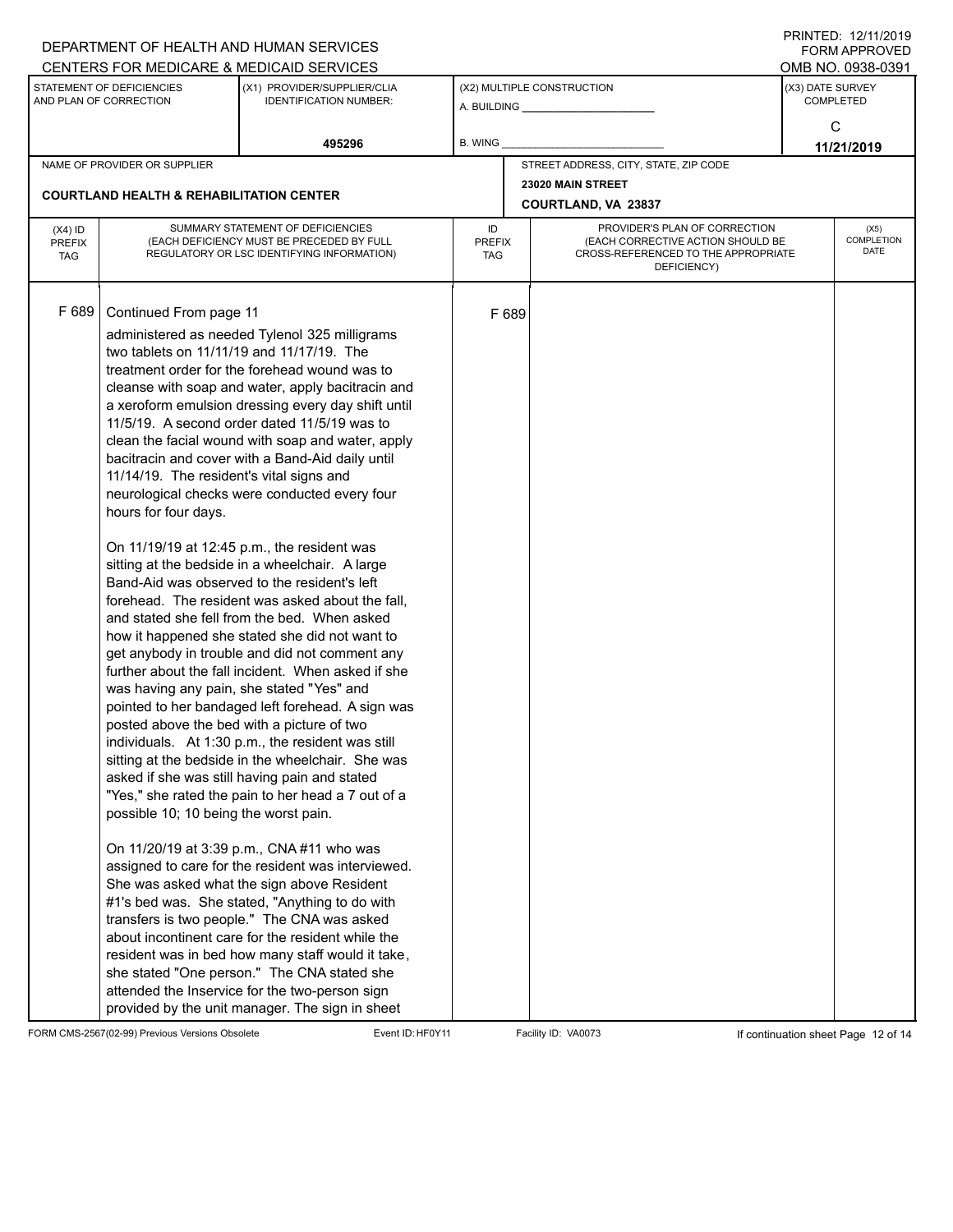DEPARTMENT OF HEALTH AND HUMAN SERVICES
CENTERS FOR MEDICARE & MEDICAID SERVICES

PRINTED: 12/11/2019
FORM APPROVED
OMB NO. 0938-0391

| STATEMENT OF DEFICIENCIES AND PLAN OF CORRECTION | (X1) PROVIDER/SUPPLIER/CLIA IDENTIFICATION NUMBER: | (X2) MULTIPLE CONSTRUCTION | (X3) DATE SURVEY COMPLETED |
|---|---|---|---|
| | 495296 | A. BUILDING ______ B. WING ______ | C 11/21/2019 |

| NAME OF PROVIDER OR SUPPLIER | STREET ADDRESS, CITY, STATE, ZIP CODE |
|---|---|
| COURTLAND HEALTH & REHABILITATION CENTER | 23020 MAIN STREET COURTLAND, VA 23837 |

| (X4) ID PREFIX TAG | SUMMARY STATEMENT OF DEFICIENCIES (EACH DEFICIENCY MUST BE PRECEDED BY FULL REGULATORY OR LSC IDENTIFYING INFORMATION) | ID PREFIX TAG | PROVIDER'S PLAN OF CORRECTION (EACH CORRECTIVE ACTION SHOULD BE CROSS-REFERENCED TO THE APPROPRIATE DEFICIENCY) | (X5) COMPLETION DATE |
|---|---|---|---|---|
| F 689 | Continued From page 11 | F 689 | | |

administered as needed Tylenol 325 milligrams two tablets on 11/11/19 and 11/17/19. The treatment order for the forehead wound was to cleanse with soap and water, apply bacitracin and a xeroform emulsion dressing every day shift until 11/5/19. A second order dated 11/5/19 was to clean the facial wound with soap and water, apply bacitracin and cover with a Band-Aid daily until 11/14/19. The resident's vital signs and neurological checks were conducted every four hours for four days.

On 11/19/19 at 12:45 p.m., the resident was sitting at the bedside in a wheelchair. A large Band-Aid was observed to the resident's left forehead. The resident was asked about the fall, and stated she fell from the bed. When asked how it happened she stated she did not want to get anybody in trouble and did not comment any further about the fall incident. When asked if she was having any pain, she stated "Yes" and pointed to her bandaged left forehead. A sign was posted above the bed with a picture of two individuals. At 1:30 p.m., the resident was still sitting at the bedside in the wheelchair. She was asked if she was still having pain and stated "Yes," she rated the pain to her head a 7 out of a possible 10; 10 being the worst pain.

On 11/20/19 at 3:39 p.m., CNA #11 who was assigned to care for the resident was interviewed. She was asked what the sign above Resident #1's bed was. She stated, "Anything to do with transfers is two people." The CNA was asked about incontinent care for the resident while the resident was in bed how many staff would it take, she stated "One person." The CNA stated she attended the Inservice for the two-person sign provided by the unit manager. The sign in sheet

FORM CMS-2567(02-99) Previous Versions Obsolete Event ID: HF0Y11 Facility ID: VA0073 If continuation sheet Page 12 of 14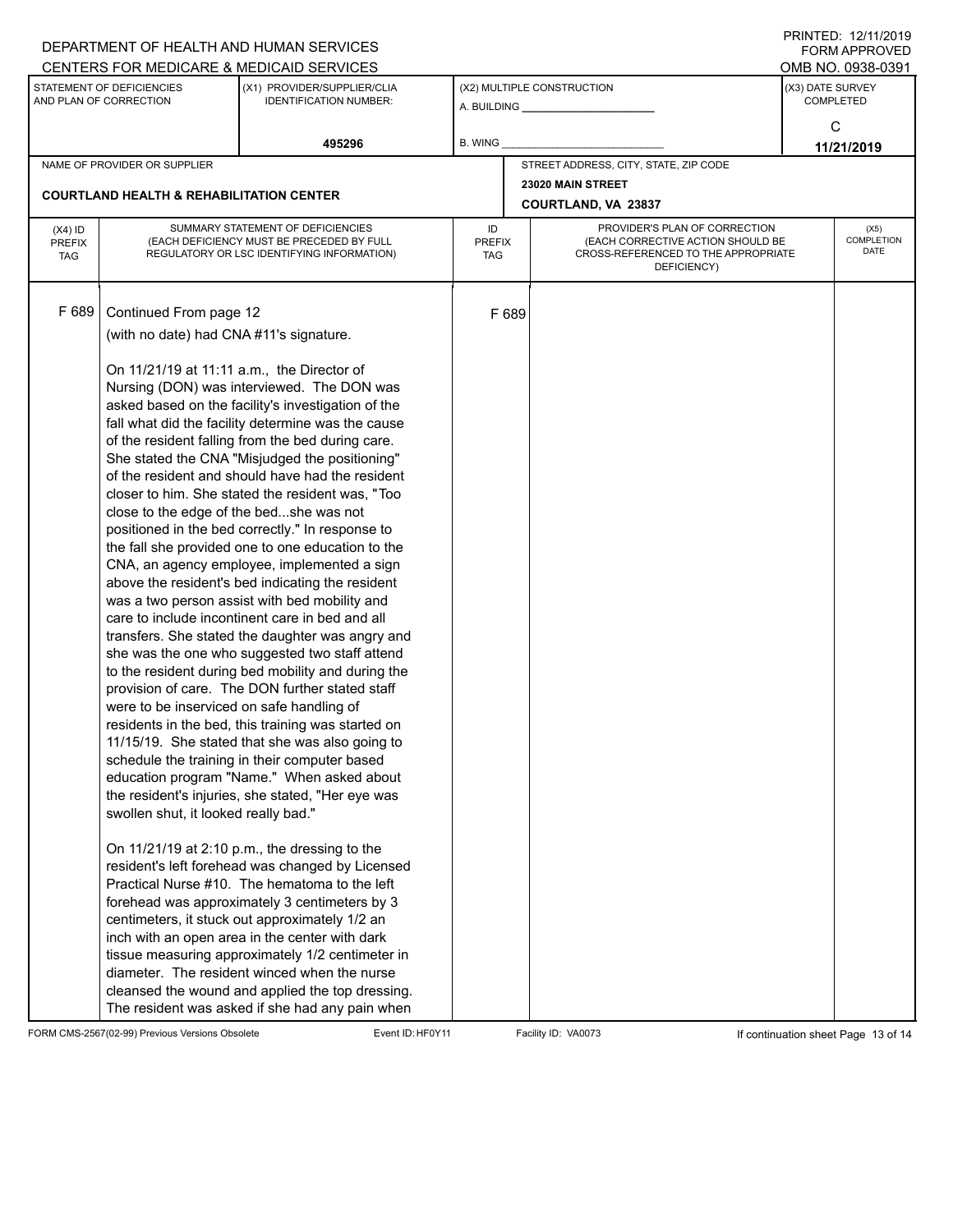DEPARTMENT OF HEALTH AND HUMAN SERVICES
CENTERS FOR MEDICARE & MEDICAID SERVICES

PRINTED: 12/11/2019
FORM APPROVED
OMB NO. 0938-0391

| STATEMENT OF DEFICIENCIES AND PLAN OF CORRECTION | (X1) PROVIDER/SUPPLIER/CLIA IDENTIFICATION NUMBER: | (X2) MULTIPLE CONSTRUCTION | (X3) DATE SURVEY COMPLETED |
|---|---|---|---|
| | 495296 | A. BUILDING ______ B. WING ______ | C 11/21/2019 |

| NAME OF PROVIDER OR SUPPLIER | STREET ADDRESS, CITY, STATE, ZIP CODE |
|---|---|
| COURTLAND HEALTH & REHABILITATION CENTER | 23020 MAIN STREET COURTLAND, VA 23837 |

| (X4) ID PREFIX TAG | SUMMARY STATEMENT OF DEFICIENCIES (EACH DEFICIENCY MUST BE PRECEDED BY FULL REGULATORY OR LSC IDENTIFYING INFORMATION) | ID PREFIX TAG | PROVIDER'S PLAN OF CORRECTION (EACH CORRECTIVE ACTION SHOULD BE CROSS-REFERENCED TO THE APPROPRIATE DEFICIENCY) | (X5) COMPLETION DATE |
|---|---|---|---|---|
| F 689 | Continued From page 12 | F 689 | | |

(with no date) had CNA #11's signature.

On 11/21/19 at 11:11 a.m., the Director of Nursing (DON) was interviewed. The DON was asked based on the facility's investigation of the fall what did the facility determine was the cause of the resident falling from the bed during care. She stated the CNA "Misjudged the positioning" of the resident and should have had the resident closer to him. She stated the resident was, "Too close to the edge of the bed...she was not positioned in the bed correctly." In response to the fall she provided one to one education to the CNA, an agency employee, implemented a sign above the resident's bed indicating the resident was a two person assist with bed mobility and care to include incontinent care in bed and all transfers. She stated the daughter was angry and she was the one who suggested two staff attend to the resident during bed mobility and during the provision of care. The DON further stated staff were to be inserviced on safe handling of residents in the bed, this training was started on 11/15/19. She stated that she was also going to schedule the training in their computer based education program "Name." When asked about the resident's injuries, she stated, "Her eye was swollen shut, it looked really bad."

On 11/21/19 at 2:10 p.m., the dressing to the resident's left forehead was changed by Licensed Practical Nurse #10. The hematoma to the left forehead was approximately 3 centimeters by 3 centimeters, it stuck out approximately 1/2 an inch with an open area in the center with dark tissue measuring approximately 1/2 centimeter in diameter. The resident winced when the nurse cleansed the wound and applied the top dressing. The resident was asked if she had any pain when

FORM CMS-2567(02-99) Previous Versions Obsolete Event ID: HF0Y11 Facility ID: VA0073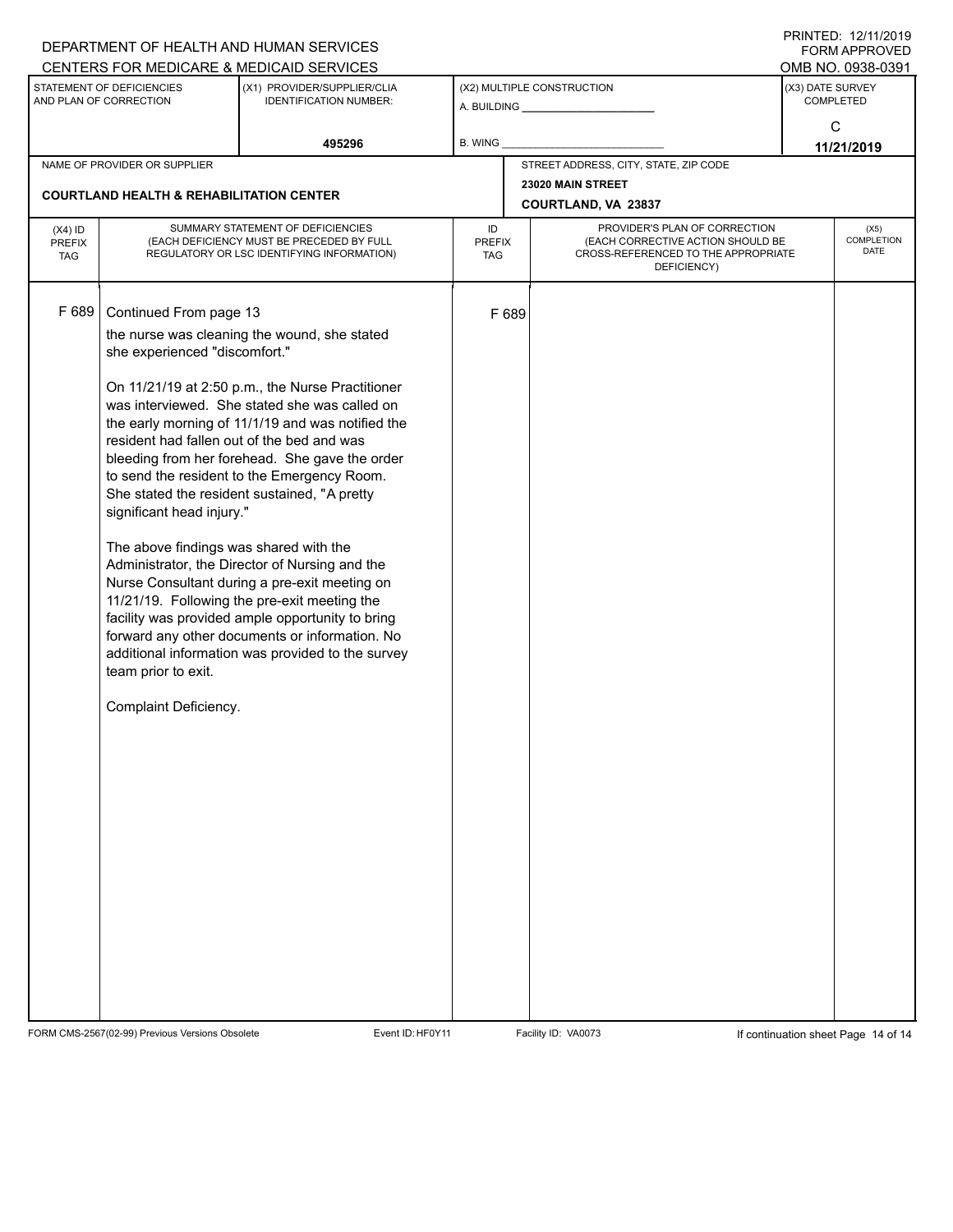DEPARTMENT OF HEALTH AND HUMAN SERVICES
CENTERS FOR MEDICARE & MEDICAID SERVICES

PRINTED: 12/11/2019
FORM APPROVED
OMB NO. 0938-0391

| STATEMENT OF DEFICIENCIES AND PLAN OF CORRECTION | (X1) PROVIDER/SUPPLIER/CLIA IDENTIFICATION NUMBER: | (X2) MULTIPLE CONSTRUCTION | (X3) DATE SURVEY COMPLETED |
|---|---|---|---|
| | 495296 | A. BUILDING ______ B. WING ______ | C 11/21/2019 |

| NAME OF PROVIDER OR SUPPLIER | STREET ADDRESS, CITY, STATE, ZIP CODE |
|---|---|
| COURTLAND HEALTH & REHABILITATION CENTER | 23020 MAIN STREET COURTLAND, VA 23837 |

| (X4) ID PREFIX TAG | SUMMARY STATEMENT OF DEFICIENCIES (EACH DEFICIENCY MUST BE PRECEDED BY FULL REGULATORY OR LSC IDENTIFYING INFORMATION) | ID PREFIX TAG | PROVIDER'S PLAN OF CORRECTION (EACH CORRECTIVE ACTION SHOULD BE CROSS-REFERENCED TO THE APPROPRIATE DEFICIENCY) | (X5) COMPLETION DATE |
|---|---|---|---|---|
| F 689 | Continued From page 13 | F 689 | | |

the nurse was cleaning the wound, she stated she experienced "discomfort."

On 11/21/19 at 2:50 p.m., the Nurse Practitioner was interviewed. She stated she was called on the early morning of 11/1/19 and was notified the resident had fallen out of the bed and was bleeding from her forehead. She gave the order to send the resident to the Emergency Room. She stated the resident sustained, "A pretty significant head injury."

The above findings was shared with the Administrator, the Director of Nursing and the Nurse Consultant during a pre-exit meeting on 11/21/19. Following the pre-exit meeting the facility was provided ample opportunity to bring forward any other documents or information. No additional information was provided to the survey team prior to exit.

Complaint Deficiency.

FORM CMS-2567(02-99) Previous Versions Obsolete Event ID: HF0Y11 Facility ID: VA0073